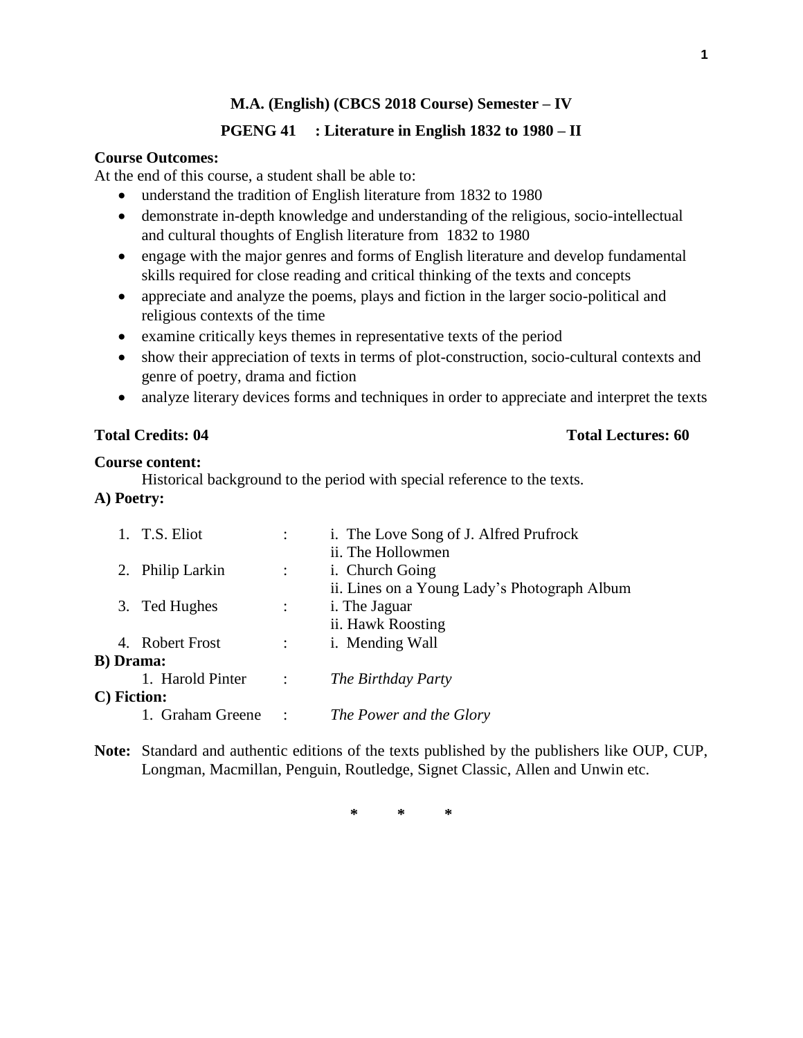**M.A. (English) (CBCS 2018 Course) Semester – IV**

**PGENG 41 : Literature in English 1832 to 1980 – II**

**Course Outcomes:**

At the end of this course, a student shall be able to:

- understand the tradition of English literature from 1832 to 1980
- demonstrate in-depth knowledge and understanding of the religious, socio-intellectual and cultural thoughts of English literature from 1832 to 1980
- engage with the major genres and forms of English literature and develop fundamental skills required for close reading and critical thinking of the texts and concepts
- appreciate and analyze the poems, plays and fiction in the larger socio-political and religious contexts of the time
- examine critically keys themes in representative texts of the period
- show their appreciation of texts in terms of plot-construction, socio-cultural contexts and genre of poetry, drama and fiction
- analyze literary devices forms and techniques in order to appreciate and interpret the texts

**Total Credits: 04** **Total Lectures: 60**

**Course content:**

Historical background to the period with special reference to the texts.

**A) Poetry:**

1. T.S. Eliot : i. The Love Song of J. Alfred Prufrock
   ii. The Hollowmen
2. Philip Larkin : i. Church Going
   ii. Lines on a Young Lady's Photograph Album
3. Ted Hughes : i. The Jaguar
   ii. Hawk Roosting
4. Robert Frost : i. Mending Wall

**B) Drama:**

1. Harold Pinter : *The Birthday Party*

**C) Fiction:**

1. Graham Greene : *The Power and the Glory*

**Note:** Standard and authentic editions of the texts published by the publishers like OUP, CUP, Longman, Macmillan, Penguin, Routledge, Signet Classic, Allen and Unwin etc.

\* \* \*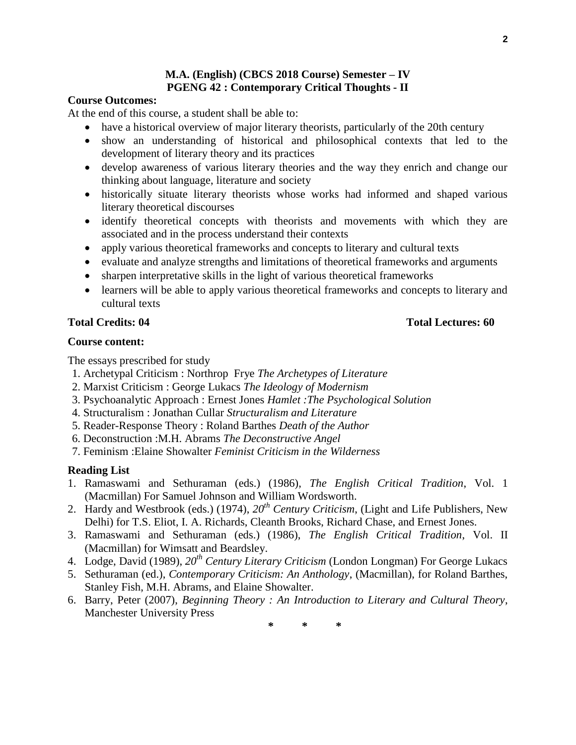## M.A. (English) (CBCS 2018 Course) Semester – IV
## PGENG 42 : Contemporary Critical Thoughts - II

**Course Outcomes:**

At the end of this course, a student shall be able to:

- have a historical overview of major literary theorists, particularly of the 20th century
- show an understanding of historical and philosophical contexts that led to the development of literary theory and its practices
- develop awareness of various literary theories and the way they enrich and change our thinking about language, literature and society
- historically situate literary theorists whose works had informed and shaped various literary theoretical discourses
- identify theoretical concepts with theorists and movements with which they are associated and in the process understand their contexts
- apply various theoretical frameworks and concepts to literary and cultural texts
- evaluate and analyze strengths and limitations of theoretical frameworks and arguments
- sharpen interpretative skills in the light of various theoretical frameworks
- learners will be able to apply various theoretical frameworks and concepts to literary and cultural texts

**Total Credits: 04** **Total Lectures: 60**

**Course content:**

The essays prescribed for study

1. Archetypal Criticism : Northrop Frye *The Archetypes of Literature*
2. Marxist Criticism : George Lukacs *The Ideology of Modernism*
3. Psychoanalytic Approach : Ernest Jones *Hamlet :The Psychological Solution*
4. Structuralism : Jonathan Cullar *Structuralism and Literature*
5. Reader-Response Theory : Roland Barthes *Death of the Author*
6. Deconstruction :M.H. Abrams *The Deconstructive Angel*
7. Feminism :Elaine Showalter *Feminist Criticism in the Wilderness*

**Reading List**

1. Ramaswami and Sethuraman (eds.) (1986), *The English Critical Tradition*, Vol. 1 (Macmillan) For Samuel Johnson and William Wordsworth.
2. Hardy and Westbrook (eds.) (1974), *20th Century Criticism*, (Light and Life Publishers, New Delhi) for T.S. Eliot, I. A. Richards, Cleanth Brooks, Richard Chase, and Ernest Jones.
3. Ramaswami and Sethuraman (eds.) (1986), *The English Critical Tradition*, Vol. II (Macmillan) for Wimsatt and Beardsley.
4. Lodge, David (1989), *20th Century Literary Criticism* (London Longman) For George Lukacs
5. Sethuraman (ed.), *Contemporary Criticism: An Anthology*, (Macmillan), for Roland Barthes, Stanley Fish, M.H. Abrams, and Elaine Showalter.
6. Barry, Peter (2007), *Beginning Theory : An Introduction to Literary and Cultural Theory*, Manchester University Press

\* \* \*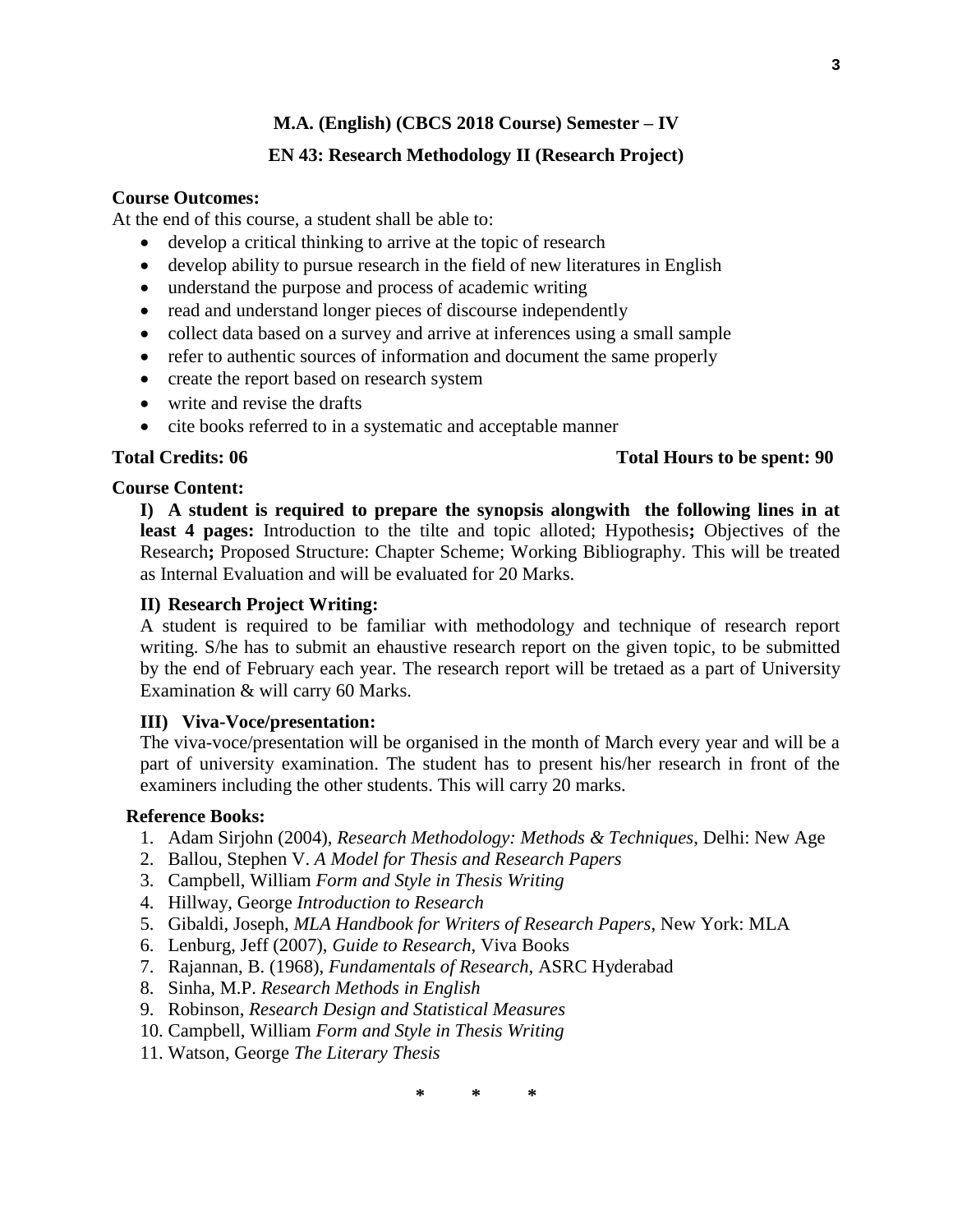## M.A. (English) (CBCS 2018 Course) Semester – IV

## EN 43: Research Methodology II (Research Project)

**Course Outcomes:**

At the end of this course, a student shall be able to:

- develop a critical thinking to arrive at the topic of research
- develop ability to pursue research in the field of new literatures in English
- understand the purpose and process of academic writing
- read and understand longer pieces of discourse independently
- collect data based on a survey and arrive at inferences using a small sample
- refer to authentic sources of information and document the same properly
- create the report based on research system
- write and revise the drafts
- cite books referred to in a systematic and acceptable manner

**Total Credits: 06** **Total Hours to be spent: 90**

**Course Content:**

**I) A student is required to prepare the synopsis alongwith the following lines in at least 4 pages:** Introduction to the tilte and topic alloted; Hypothesis**;** Objectives of the Research**;** Proposed Structure: Chapter Scheme; Working Bibliography. This will be treated as Internal Evaluation and will be evaluated for 20 Marks.

**II) Research Project Writing:**

A student is required to be familiar with methodology and technique of research report writing. S/he has to submit an ehaustive research report on the given topic, to be submitted by the end of February each year. The research report will be tretaed as a part of University Examination & will carry 60 Marks.

**III) Viva-Voce/presentation:**

The viva-voce/presentation will be organised in the month of March every year and will be a part of university examination. The student has to present his/her research in front of the examiners including the other students. This will carry 20 marks.

**Reference Books:**

1. Adam Sirjohn (2004), *Research Methodology: Methods & Techniques*, Delhi: New Age
2. Ballou, Stephen V. *A Model for Thesis and Research Papers*
3. Campbell, William *Form and Style in Thesis Writing*
4. Hillway, George *Introduction to Research*
5. Gibaldi, Joseph, *MLA Handbook for Writers of Research Papers*, New York: MLA
6. Lenburg, Jeff (2007), *Guide to Research*, Viva Books
7. Rajannan, B. (1968), *Fundamentals of Research*, ASRC Hyderabad
8. Sinha, M.P. *Research Methods in English*
9. Robinson, *Research Design and Statistical Measures*
10. Campbell, William *Form and Style in Thesis Writing*
11. Watson, George *The Literary Thesis*

\* \* \*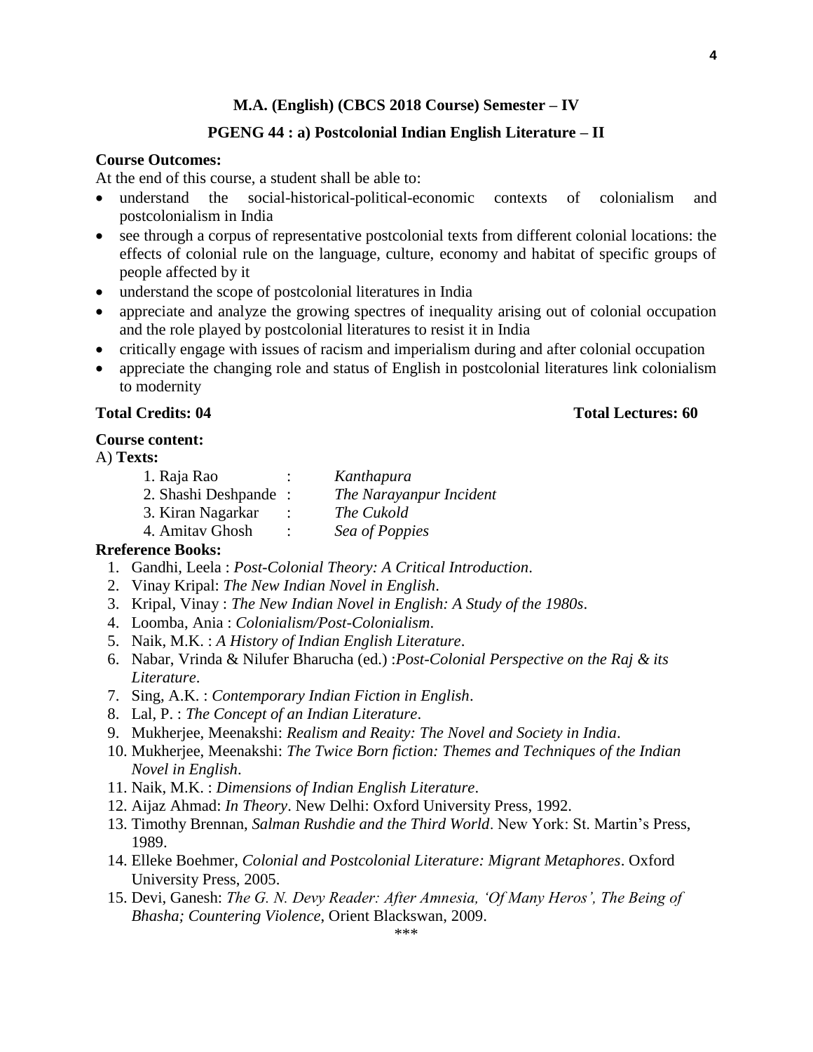## M.A. (English) (CBCS 2018 Course) Semester – IV

## PGENG 44 : a) Postcolonial Indian English Literature – II

**Course Outcomes:**

At the end of this course, a student shall be able to:

- understand the social-historical-political-economic contexts of colonialism and postcolonialism in India
- see through a corpus of representative postcolonial texts from different colonial locations: the effects of colonial rule on the language, culture, economy and habitat of specific groups of people affected by it
- understand the scope of postcolonial literatures in India
- appreciate and analyze the growing spectres of inequality arising out of colonial occupation and the role played by postcolonial literatures to resist it in India
- critically engage with issues of racism and imperialism during and after colonial occupation
- appreciate the changing role and status of English in postcolonial literatures link colonialism to modernity

**Total Credits: 04** **Total Lectures: 60**

**Course content:**

A) **Texts:**

1. Raja Rao : *Kanthapura*
2. Shashi Deshpande : *The Narayanpur Incident*
3. Kiran Nagarkar : *The Cukold*
4. Amitav Ghosh : *Sea of Poppies*

**Rreference Books:**

1. Gandhi, Leela : *Post-Colonial Theory: A Critical Introduction*.
2. Vinay Kripal: *The New Indian Novel in English*.
3. Kripal, Vinay : *The New Indian Novel in English: A Study of the 1980s*.
4. Loomba, Ania : *Colonialism/Post-Colonialism*.
5. Naik, M.K. : *A History of Indian English Literature*.
6. Nabar, Vrinda & Nilufer Bharucha (ed.) :*Post-Colonial Perspective on the Raj & its Literature*.
7. Sing, A.K. : *Contemporary Indian Fiction in English*.
8. Lal, P. : *The Concept of an Indian Literature*.
9. Mukherjee, Meenakshi: *Realism and Reaity: The Novel and Society in India*.
10. Mukherjee, Meenakshi: *The Twice Born fiction: Themes and Techniques of the Indian Novel in English*.
11. Naik, M.K. : *Dimensions of Indian English Literature*.
12. Aijaz Ahmad: *In Theory*. New Delhi: Oxford University Press, 1992.
13. Timothy Brennan, *Salman Rushdie and the Third World*. New York: St. Martin's Press, 1989.
14. Elleke Boehmer, *Colonial and Postcolonial Literature: Migrant Metaphores*. Oxford University Press, 2005.
15. Devi, Ganesh: *The G. N. Devy Reader: After Amnesia, 'Of Many Heros', The Being of Bhasha; Countering Violence*, Orient Blackswan, 2009.

\*\*\*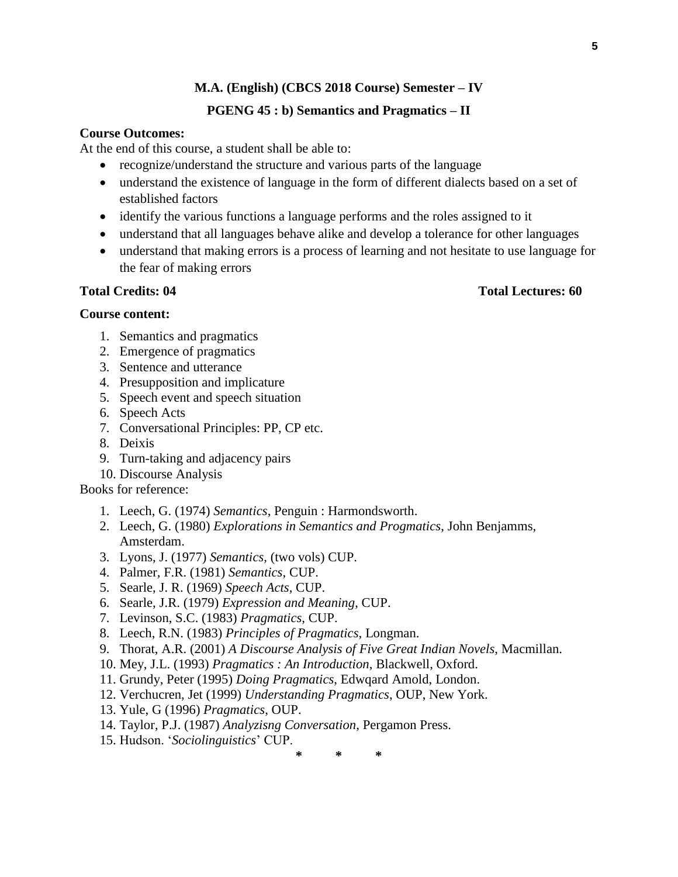## M.A. (English) (CBCS 2018 Course) Semester – IV

## PGENG 45 : b) Semantics and Pragmatics – II

**Course Outcomes:**

At the end of this course, a student shall be able to:

- recognize/understand the structure and various parts of the language
- understand the existence of language in the form of different dialects based on a set of established factors
- identify the various functions a language performs and the roles assigned to it
- understand that all languages behave alike and develop a tolerance for other languages
- understand that making errors is a process of learning and not hesitate to use language for the fear of making errors

**Total Credits: 04** **Total Lectures: 60**

**Course content:**

1. Semantics and pragmatics
2. Emergence of pragmatics
3. Sentence and utterance
4. Presupposition and implicature
5. Speech event and speech situation
6. Speech Acts
7. Conversational Principles: PP, CP etc.
8. Deixis
9. Turn-taking and adjacency pairs
10. Discourse Analysis

Books for reference:

1. Leech, G. (1974) *Semantics*, Penguin : Harmondsworth.
2. Leech, G. (1980) *Explorations in Semantics and Progmatics*, John Benjamms, Amsterdam.
3. Lyons, J. (1977) *Semantics*, (two vols) CUP.
4. Palmer, F.R. (1981) *Semantics*, CUP.
5. Searle, J. R. (1969) *Speech Acts*, CUP.
6. Searle, J.R. (1979) *Expression and Meaning*, CUP.
7. Levinson, S.C. (1983) *Pragmatics*, CUP.
8. Leech, R.N. (1983) *Principles of Pragmatics*, Longman.
9. Thorat, A.R. (2001) *A Discourse Analysis of Five Great Indian Novels*, Macmillan.
10. Mey, J.L. (1993) *Pragmatics : An Introduction*, Blackwell, Oxford.
11. Grundy, Peter (1995) *Doing Pragmatics*, Edwqard Amold, London.
12. Verchucren, Jet (1999) *Understanding Pragmatics*, OUP, New York.
13. Yule, G (1996) *Pragmatics*, OUP.
14. Taylor, P.J. (1987) *Analyzisng Conversation*, Pergamon Press.
15. Hudson. '*Sociolinguistics*' CUP.

\* \* \*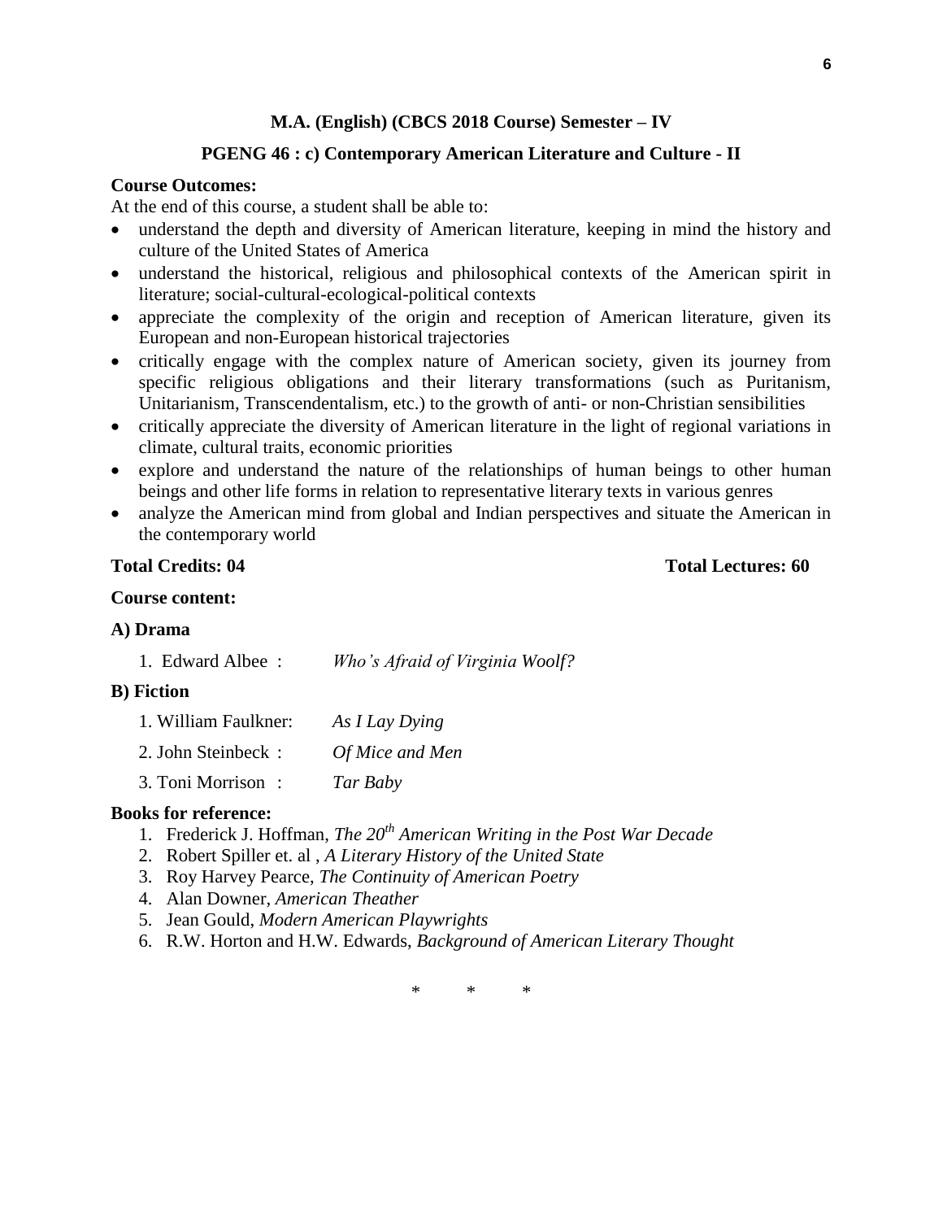## M.A. (English) (CBCS 2018 Course) Semester – IV

## PGENG 46 : c) Contemporary American Literature and Culture - II

**Course Outcomes:**

At the end of this course, a student shall be able to:

- understand the depth and diversity of American literature, keeping in mind the history and culture of the United States of America
- understand the historical, religious and philosophical contexts of the American spirit in literature; social-cultural-ecological-political contexts
- appreciate the complexity of the origin and reception of American literature, given its European and non-European historical trajectories
- critically engage with the complex nature of American society, given its journey from specific religious obligations and their literary transformations (such as Puritanism, Unitarianism, Transcendentalism, etc.) to the growth of anti- or non-Christian sensibilities
- critically appreciate the diversity of American literature in the light of regional variations in climate, cultural traits, economic priorities
- explore and understand the nature of the relationships of human beings to other human beings and other life forms in relation to representative literary texts in various genres
- analyze the American mind from global and Indian perspectives and situate the American in the contemporary world

**Total Credits: 04** **Total Lectures: 60**

**Course content:**

**A) Drama**

1. Edward Albee : *Who's Afraid of Virginia Woolf?*

**B) Fiction**

1. William Faulkner: *As I Lay Dying*
2. John Steinbeck : *Of Mice and Men*
3. Toni Morrison : *Tar Baby*

**Books for reference:**

1. Frederick J. Hoffman, *The 20th American Writing in the Post War Decade*
2. Robert Spiller et. al , *A Literary History of the United State*
3. Roy Harvey Pearce, *The Continuity of American Poetry*
4. Alan Downer, *American Theather*
5. Jean Gould, *Modern American Playwrights*
6. R.W. Horton and H.W. Edwards, *Background of American Literary Thought*

\* \* \*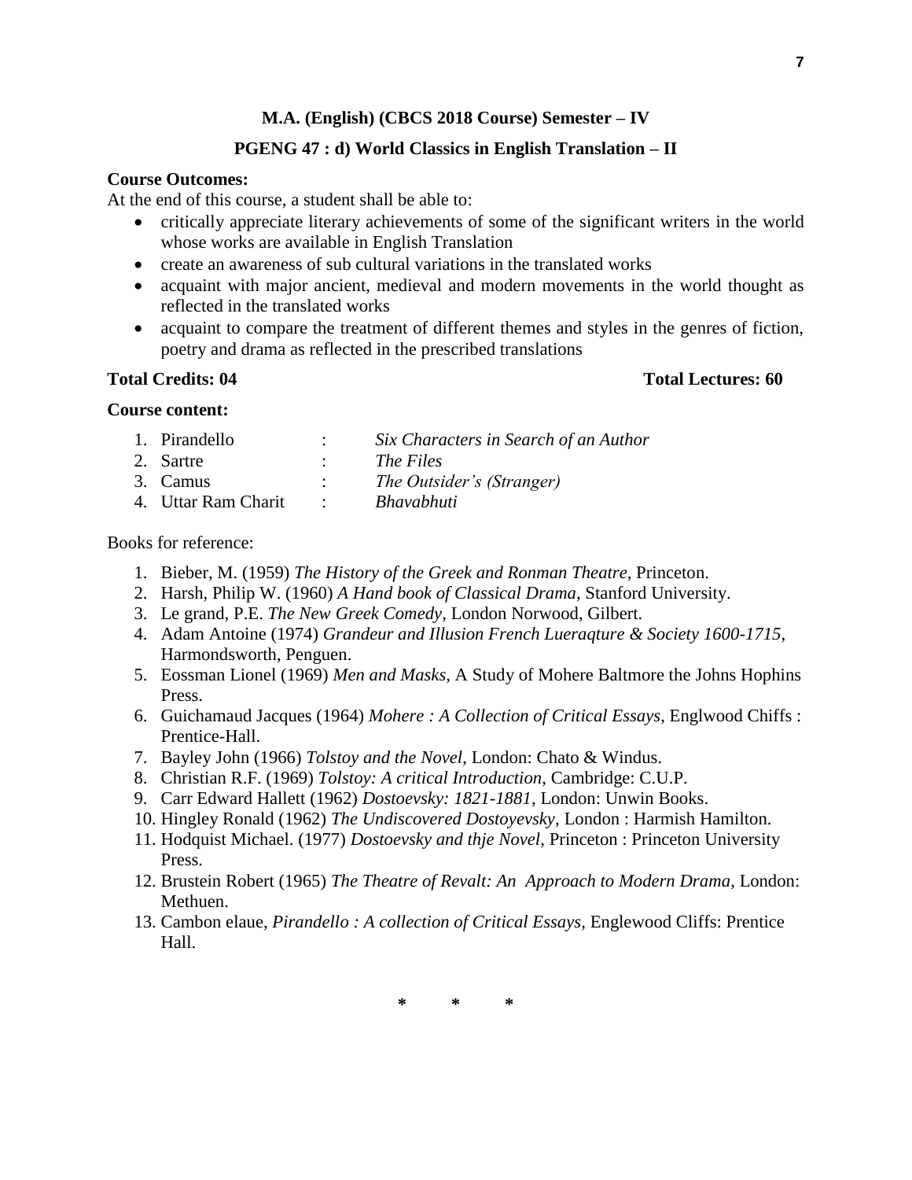**M.A. (English) (CBCS 2018 Course) Semester – IV**

**PGENG 47 : d) World Classics in English Translation – II**

**Course Outcomes:**

At the end of this course, a student shall be able to:

- critically appreciate literary achievements of some of the significant writers in the world whose works are available in English Translation
- create an awareness of sub cultural variations in the translated works
- acquaint with major ancient, medieval and modern movements in the world thought as reflected in the translated works
- acquaint to compare the treatment of different themes and styles in the genres of fiction, poetry and drama as reflected in the prescribed translations

**Total Credits: 04** **Total Lectures: 60**

**Course content:**

1. Pirandello : *Six Characters in Search of an Author*
2. Sartre : *The Files*
3. Camus : *The Outsider's (Stranger)*
4. Uttar Ram Charit : *Bhavabhuti*

Books for reference:

1. Bieber, M. (1959) *The History of the Greek and Ronman Theatre*, Princeton.
2. Harsh, Philip W. (1960) *A Hand book of Classical Drama*, Stanford University.
3. Le grand, P.E. *The New Greek Comedy*, London Norwood, Gilbert.
4. Adam Antoine (1974) *Grandeur and Illusion French Lueraqture & Society 1600-1715*, Harmondsworth, Penguen.
5. Eossman Lionel (1969) *Men and Masks*, A Study of Mohere Baltmore the Johns Hophins Press.
6. Guichamaud Jacques (1964) *Mohere : A Collection of Critical Essays*, Englwood Chiffs : Prentice-Hall.
7. Bayley John (1966) *Tolstoy and the Novel*, London: Chato & Windus.
8. Christian R.F. (1969) *Tolstoy: A critical Introduction*, Cambridge: C.U.P.
9. Carr Edward Hallett (1962) *Dostoevsky: 1821-1881*, London: Unwin Books.
10. Hingley Ronald (1962) *The Undiscovered Dostoyevsky*, London : Harmish Hamilton.
11. Hodquist Michael. (1977) *Dostoevsky and thje Novel*, Princeton : Princeton University Press.
12. Brustein Robert (1965) *The Theatre of Revalt: An Approach to Modern Drama*, London: Methuen.
13. Cambon elaue, *Pirandello : A collection of Critical Essays*, Englewood Cliffs: Prentice Hall.

\* \* \*